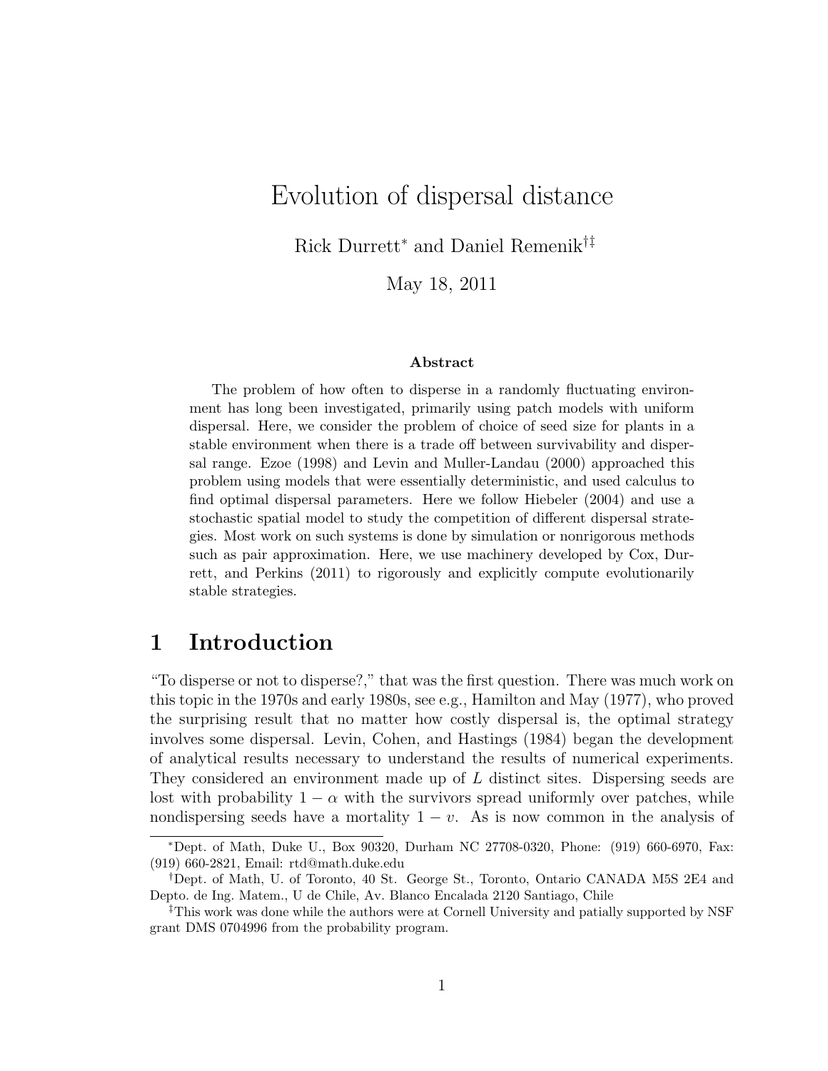# Evolution of dispersal distance

Rick Durrett[*] and Daniel Remenik[†‡]

May 18, 2011

### Abstract

The problem of how often to disperse in a randomly fluctuating environment has long been investigated, primarily using patch models with uniform dispersal. Here, we consider the problem of choice of seed size for plants in a stable environment when there is a trade off between survivability and dispersal range. Ezoe (1998) and Levin and Muller-Landau (2000) approached this problem using models that were essentially deterministic, and used calculus to find optimal dispersal parameters. Here we follow Hiebeler (2004) and use a stochastic spatial model to study the competition of different dispersal strategies. Most work on such systems is done by simulation or nonrigorous methods such as pair approximation. Here, we use machinery developed by Cox, Durrett, and Perkins (2011) to rigorously and explicitly compute evolutionarily stable strategies.

## 1 Introduction

"To disperse or not to disperse?," that was the first question. There was much work on this topic in the 1970s and early 1980s, see e.g., Hamilton and May (1977), who proved the surprising result that no matter how costly dispersal is, the optimal strategy involves some dispersal. Levin, Cohen, and Hastings (1984) began the development of analytical results necessary to understand the results of numerical experiments. They considered an environment made up of $L$ distinct sites. Dispersing seeds are lost with probability $1 - \alpha$ with the survivors spread uniformly over patches, while nondispersing seeds have a mortality $1 - v$. As is now common in the analysis of

---

[*] Dept. of Math, Duke U., Box 90320, Durham NC 27708-0320, Phone: (919) 660-6970, Fax: (919) 660-2821, Email: rtd@math.duke.edu

[†] Dept. of Math, U. of Toronto, 40 St. George St., Toronto, Ontario CANADA M5S 2E4 and Depto. de Ing. Matem., U de Chile, Av. Blanco Encalada 2120 Santiago, Chile

[‡] This work was done while the authors were at Cornell University and patially supported by NSF grant DMS 0704996 from the probability program.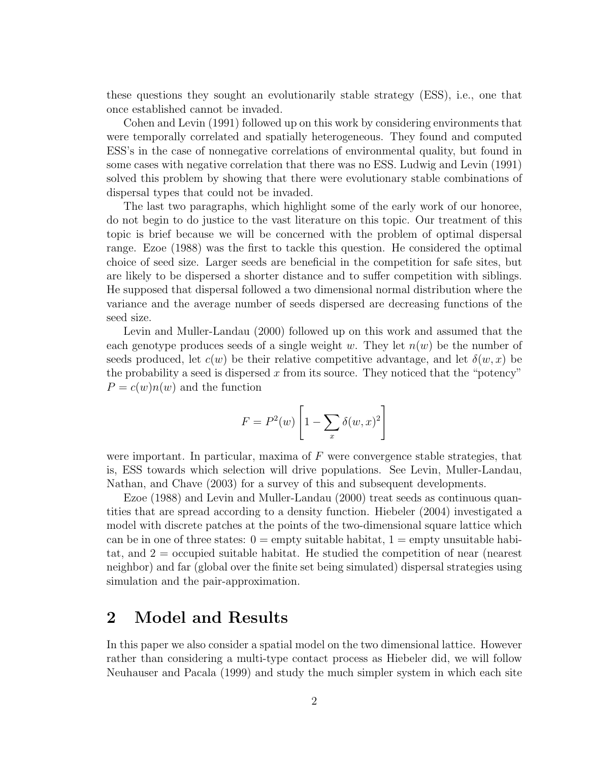these questions they sought an evolutionarily stable strategy (ESS), i.e., one that once established cannot be invaded.

Cohen and Levin (1991) followed up on this work by considering environments that were temporally correlated and spatially heterogeneous. They found and computed ESS's in the case of nonnegative correlations of environmental quality, but found in some cases with negative correlation that there was no ESS. Ludwig and Levin (1991) solved this problem by showing that there were evolutionary stable combinations of dispersal types that could not be invaded.

The last two paragraphs, which highlight some of the early work of our honoree, do not begin to do justice to the vast literature on this topic. Our treatment of this topic is brief because we will be concerned with the problem of optimal dispersal range. Ezoe (1988) was the first to tackle this question. He considered the optimal choice of seed size. Larger seeds are beneficial in the competition for safe sites, but are likely to be dispersed a shorter distance and to suffer competition with siblings. He supposed that dispersal followed a two dimensional normal distribution where the variance and the average number of seeds dispersed are decreasing functions of the seed size.

Levin and Muller-Landau (2000) followed up on this work and assumed that the each genotype produces seeds of a single weight $w$. They let $n(w)$ be the number of seeds produced, let $c(w)$ be their relative competitive advantage, and let $\delta(w, x)$ be the probability a seed is dispersed $x$ from its source. They noticed that the "potency" $P = c(w)n(w)$ and the function

$$F = P^2(w) \left[ 1 - \sum_x \delta(w, x)^2 \right]$$

were important. In particular, maxima of $F$ were convergence stable strategies, that is, ESS towards which selection will drive populations. See Levin, Muller-Landau, Nathan, and Chave (2003) for a survey of this and subsequent developments.

Ezoe (1988) and Levin and Muller-Landau (2000) treat seeds as continuous quantities that are spread according to a density function. Hiebeler (2004) investigated a model with discrete patches at the points of the two-dimensional square lattice which can be in one of three states: 0 = empty suitable habitat, 1 = empty unsuitable habitat, and 2 = occupied suitable habitat. He studied the competition of near (nearest neighbor) and far (global over the finite set being simulated) dispersal strategies using simulation and the pair-approximation.

## 2 Model and Results

In this paper we also consider a spatial model on the two dimensional lattice. However rather than considering a multi-type contact process as Hiebeler did, we will follow Neuhauser and Pacala (1999) and study the much simpler system in which each site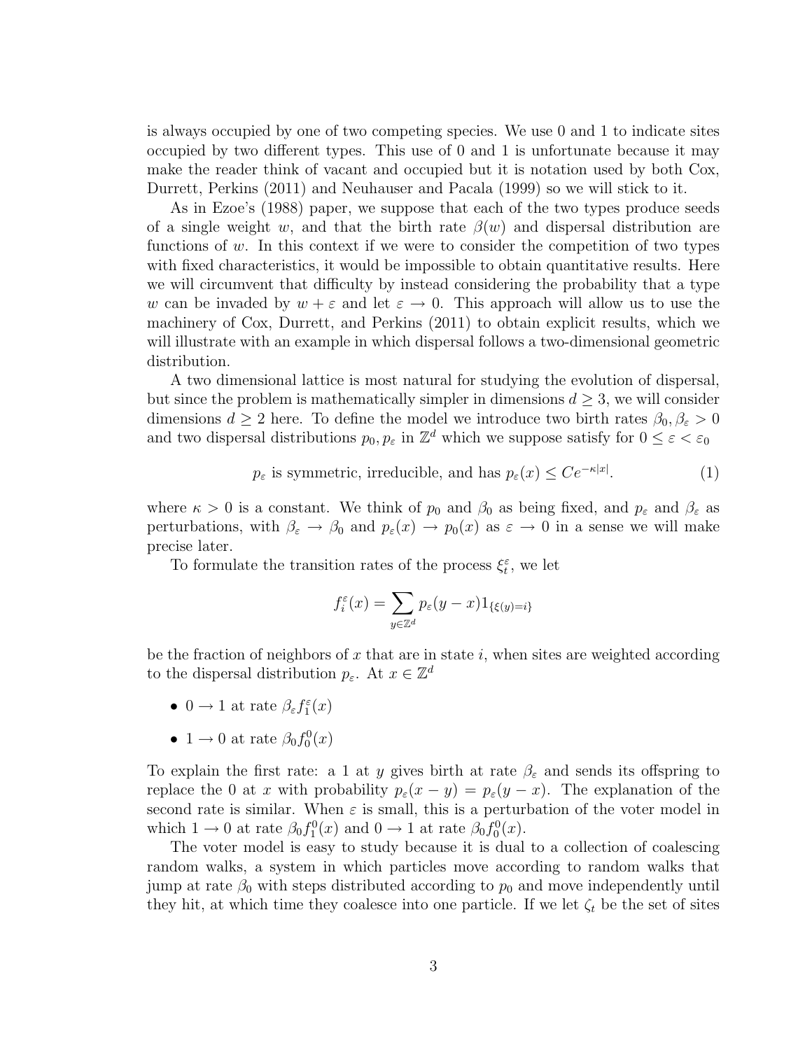is always occupied by one of two competing species. We use 0 and 1 to indicate sites occupied by two different types. This use of 0 and 1 is unfortunate because it may make the reader think of vacant and occupied but it is notation used by both Cox, Durrett, Perkins (2011) and Neuhauser and Pacala (1999) so we will stick to it.

As in Ezoe's (1988) paper, we suppose that each of the two types produce seeds of a single weight $w$, and that the birth rate $\beta(w)$ and dispersal distribution are functions of $w$. In this context if we were to consider the competition of two types with fixed characteristics, it would be impossible to obtain quantitative results. Here we will circumvent that difficulty by instead considering the probability that a type $w$ can be invaded by $w + \varepsilon$ and let $\varepsilon \to 0$. This approach will allow us to use the machinery of Cox, Durrett, and Perkins (2011) to obtain explicit results, which we will illustrate with an example in which dispersal follows a two-dimensional geometric distribution.

A two dimensional lattice is most natural for studying the evolution of dispersal, but since the problem is mathematically simpler in dimensions $d \geq 3$, we will consider dimensions $d \geq 2$ here. To define the model we introduce two birth rates $\beta_0, \beta_\varepsilon > 0$ and two dispersal distributions $p_0, p_\varepsilon$ in $\mathbb{Z}^d$ which we suppose satisfy for $0 \leq \varepsilon < \varepsilon_0$

$$p_\varepsilon \text{ is symmetric, irreducible, and has } p_\varepsilon(x) \leq Ce^{-\kappa|x|}. \tag{1}$$

where $\kappa > 0$ is a constant. We think of $p_0$ and $\beta_0$ as being fixed, and $p_\varepsilon$ and $\beta_\varepsilon$ as perturbations, with $\beta_\varepsilon \to \beta_0$ and $p_\varepsilon(x) \to p_0(x)$ as $\varepsilon \to 0$ in a sense we will make precise later.

To formulate the transition rates of the process $\xi_t^\varepsilon$, we let

$$f_i^\varepsilon(x) = \sum_{y \in \mathbb{Z}^d} p_\varepsilon(y - x) 1_{\{\xi(y) = i\}}$$

be the fraction of neighbors of $x$ that are in state $i$, when sites are weighted according to the dispersal distribution $p_\varepsilon$. At $x \in \mathbb{Z}^d$

- $0 \to 1$ at rate $\beta_\varepsilon f_1^\varepsilon(x)$
- $1 \to 0$ at rate $\beta_0 f_0^0(x)$

To explain the first rate: a 1 at $y$ gives birth at rate $\beta_\varepsilon$ and sends its offspring to replace the 0 at $x$ with probability $p_\varepsilon(x - y) = p_\varepsilon(y - x)$. The explanation of the second rate is similar. When $\varepsilon$ is small, this is a perturbation of the voter model in which $1 \to 0$ at rate $\beta_0 f_1^0(x)$ and $0 \to 1$ at rate $\beta_0 f_0^0(x)$.

The voter model is easy to study because it is dual to a collection of coalescing random walks, a system in which particles move according to random walks that jump at rate $\beta_0$ with steps distributed according to $p_0$ and move independently until they hit, at which time they coalesce into one particle. If we let $\zeta_t$ be the set of sites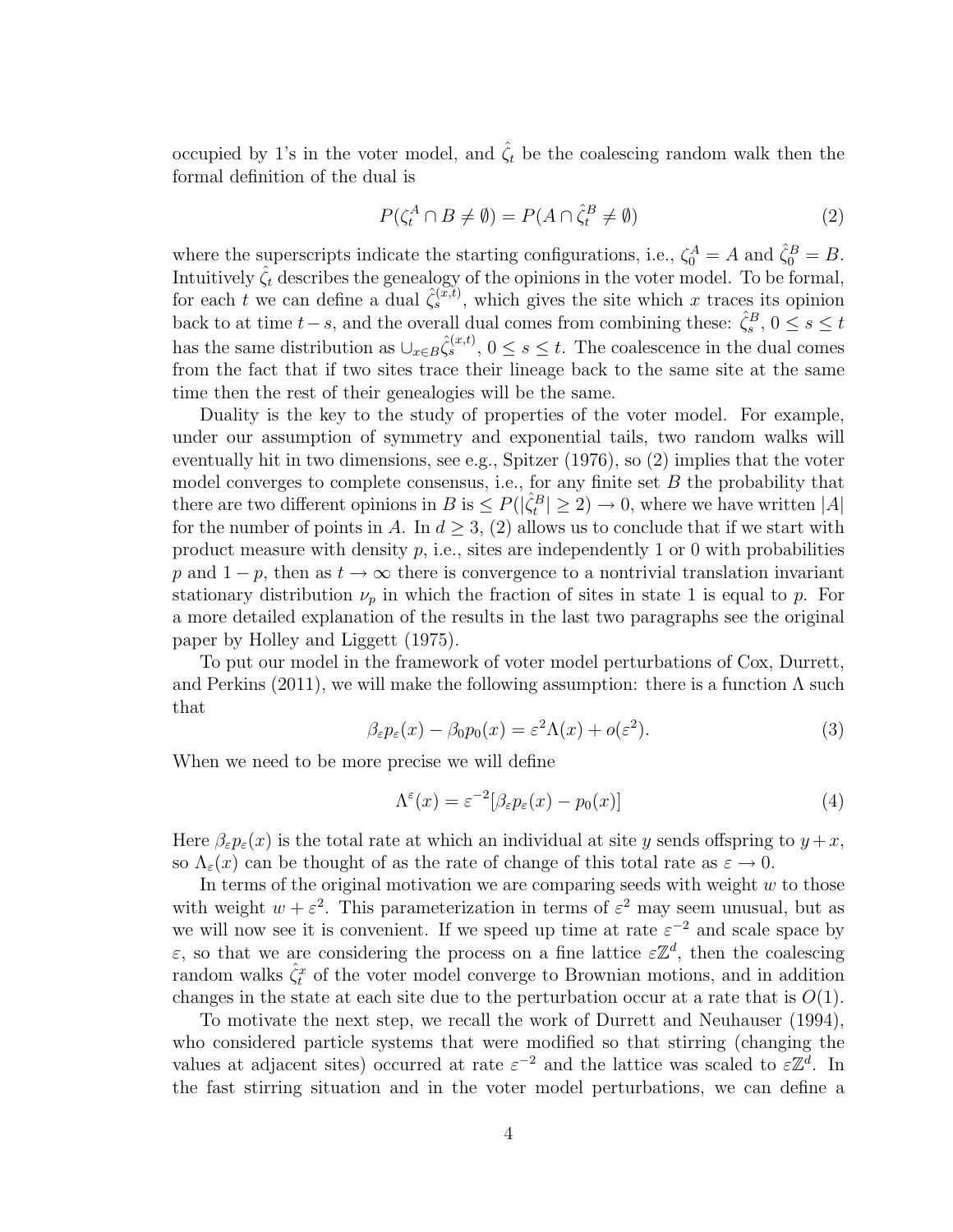occupied by 1's in the voter model, and $\hat{\zeta}_t$ be the coalescing random walk then the formal definition of the dual is

$$P(\zeta_t^A \cap B \neq \emptyset) = P(A \cap \hat{\zeta}_t^B \neq \emptyset) \tag{2}$$

where the superscripts indicate the starting configurations, i.e., $\zeta_0^A = A$ and $\hat{\zeta}_0^B = B$. Intuitively $\hat{\zeta}_t$ describes the genealogy of the opinions in the voter model. To be formal, for each $t$ we can define a dual $\hat{\zeta}_s^{(x,t)}$, which gives the site which $x$ traces its opinion back to at time $t-s$, and the overall dual comes from combining these: $\hat{\zeta}_s^B$, $0 \leq s \leq t$ has the same distribution as $\cup_{x \in B} \hat{\zeta}_s^{(x,t)}$, $0 \leq s \leq t$. The coalescence in the dual comes from the fact that if two sites trace their lineage back to the same site at the same time then the rest of their genealogies will be the same.

Duality is the key to the study of properties of the voter model. For example, under our assumption of symmetry and exponential tails, two random walks will eventually hit in two dimensions, see e.g., Spitzer (1976), so (2) implies that the voter model converges to complete consensus, i.e., for any finite set $B$ the probability that there are two different opinions in $B$ is $\leq P(|\hat{\zeta}_t^B| \geq 2) \to 0$, where we have written $|A|$ for the number of points in $A$. In $d \geq 3$, (2) allows us to conclude that if we start with product measure with density $p$, i.e., sites are independently 1 or 0 with probabilities $p$ and $1-p$, then as $t \to \infty$ there is convergence to a nontrivial translation invariant stationary distribution $\nu_p$ in which the fraction of sites in state 1 is equal to $p$. For a more detailed explanation of the results in the last two paragraphs see the original paper by Holley and Liggett (1975).

To put our model in the framework of voter model perturbations of Cox, Durrett, and Perkins (2011), we will make the following assumption: there is a function $\Lambda$ such that

$$\beta_\varepsilon p_\varepsilon(x) - \beta_0 p_0(x) = \varepsilon^2 \Lambda(x) + o(\varepsilon^2). \tag{3}$$

When we need to be more precise we will define

$$\Lambda^\varepsilon(x) = \varepsilon^{-2}[\beta_\varepsilon p_\varepsilon(x) - p_0(x)] \tag{4}$$

Here $\beta_\varepsilon p_\varepsilon(x)$ is the total rate at which an individual at site $y$ sends offspring to $y+x$, so $\Lambda_\varepsilon(x)$ can be thought of as the rate of change of this total rate as $\varepsilon \to 0$.

In terms of the original motivation we are comparing seeds with weight $w$ to those with weight $w + \varepsilon^2$. This parameterization in terms of $\varepsilon^2$ may seem unusual, but as we will now see it is convenient. If we speed up time at rate $\varepsilon^{-2}$ and scale space by $\varepsilon$, so that we are considering the process on a fine lattice $\varepsilon\mathbb{Z}^d$, then the coalescing random walks $\hat{\zeta}_t^x$ of the voter model converge to Brownian motions, and in addition changes in the state at each site due to the perturbation occur at a rate that is $O(1)$.

To motivate the next step, we recall the work of Durrett and Neuhauser (1994), who considered particle systems that were modified so that stirring (changing the values at adjacent sites) occurred at rate $\varepsilon^{-2}$ and the lattice was scaled to $\varepsilon\mathbb{Z}^d$. In the fast stirring situation and in the voter model perturbations, we can define a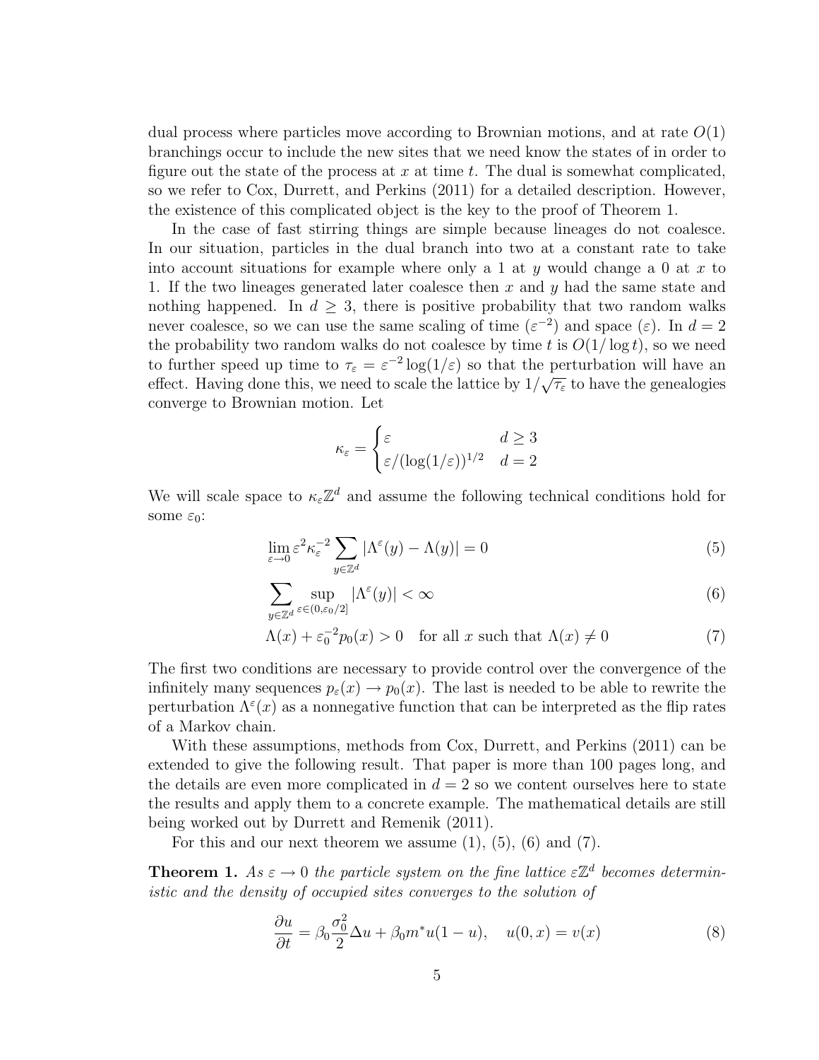dual process where particles move according to Brownian motions, and at rate $O(1)$ branchings occur to include the new sites that we need know the states of in order to figure out the state of the process at $x$ at time $t$. The dual is somewhat complicated, so we refer to Cox, Durrett, and Perkins (2011) for a detailed description. However, the existence of this complicated object is the key to the proof of Theorem 1.

In the case of fast stirring things are simple because lineages do not coalesce. In our situation, particles in the dual branch into two at a constant rate to take into account situations for example where only a 1 at $y$ would change a 0 at $x$ to 1. If the two lineages generated later coalesce then $x$ and $y$ had the same state and nothing happened. In $d \geq 3$, there is positive probability that two random walks never coalesce, so we can use the same scaling of time ($\varepsilon^{-2}$) and space ($\varepsilon$). In $d = 2$ the probability two random walks do not coalesce by time $t$ is $O(1/\log t)$, so we need to further speed up time to $\tau_\varepsilon = \varepsilon^{-2} \log(1/\varepsilon)$ so that the perturbation will have an effect. Having done this, we need to scale the lattice by $1/\sqrt{\tau_\varepsilon}$ to have the genealogies converge to Brownian motion. Let

$$\kappa_\varepsilon = \begin{cases} \varepsilon & d \geq 3 \\ \varepsilon/(\log(1/\varepsilon))^{1/2} & d = 2 \end{cases}$$

We will scale space to $\kappa_\varepsilon \mathbb{Z}^d$ and assume the following technical conditions hold for some $\varepsilon_0$:

$$\lim_{\varepsilon \to 0} \varepsilon^2 \kappa_\varepsilon^{-2} \sum_{y \in \mathbb{Z}^d} |\Lambda^\varepsilon(y) - \Lambda(y)| = 0 \tag{5}$$

$$\sum_{y \in \mathbb{Z}^d} \sup_{\varepsilon \in (0, \varepsilon_0/2]} |\Lambda^\varepsilon(y)| < \infty \tag{6}$$

$$\Lambda(x) + \varepsilon_0^{-2} p_0(x) > 0 \quad \text{for all } x \text{ such that } \Lambda(x) \neq 0 \tag{7}$$

The first two conditions are necessary to provide control over the convergence of the infinitely many sequences $p_\varepsilon(x) \to p_0(x)$. The last is needed to be able to rewrite the perturbation $\Lambda^\varepsilon(x)$ as a nonnegative function that can be interpreted as the flip rates of a Markov chain.

With these assumptions, methods from Cox, Durrett, and Perkins (2011) can be extended to give the following result. That paper is more than 100 pages long, and the details are even more complicated in $d = 2$ so we content ourselves here to state the results and apply them to a concrete example. The mathematical details are still being worked out by Durrett and Remenik (2011).

For this and our next theorem we assume (1), (5), (6) and (7).

**Theorem 1.** *As $\varepsilon \to 0$ the particle system on the fine lattice $\varepsilon \mathbb{Z}^d$ becomes deterministic and the density of occupied sites converges to the solution of*

$$\frac{\partial u}{\partial t} = \beta_0 \frac{\sigma_0^2}{2} \Delta u + \beta_0 m^* u(1 - u), \quad u(0, x) = v(x) \tag{8}$$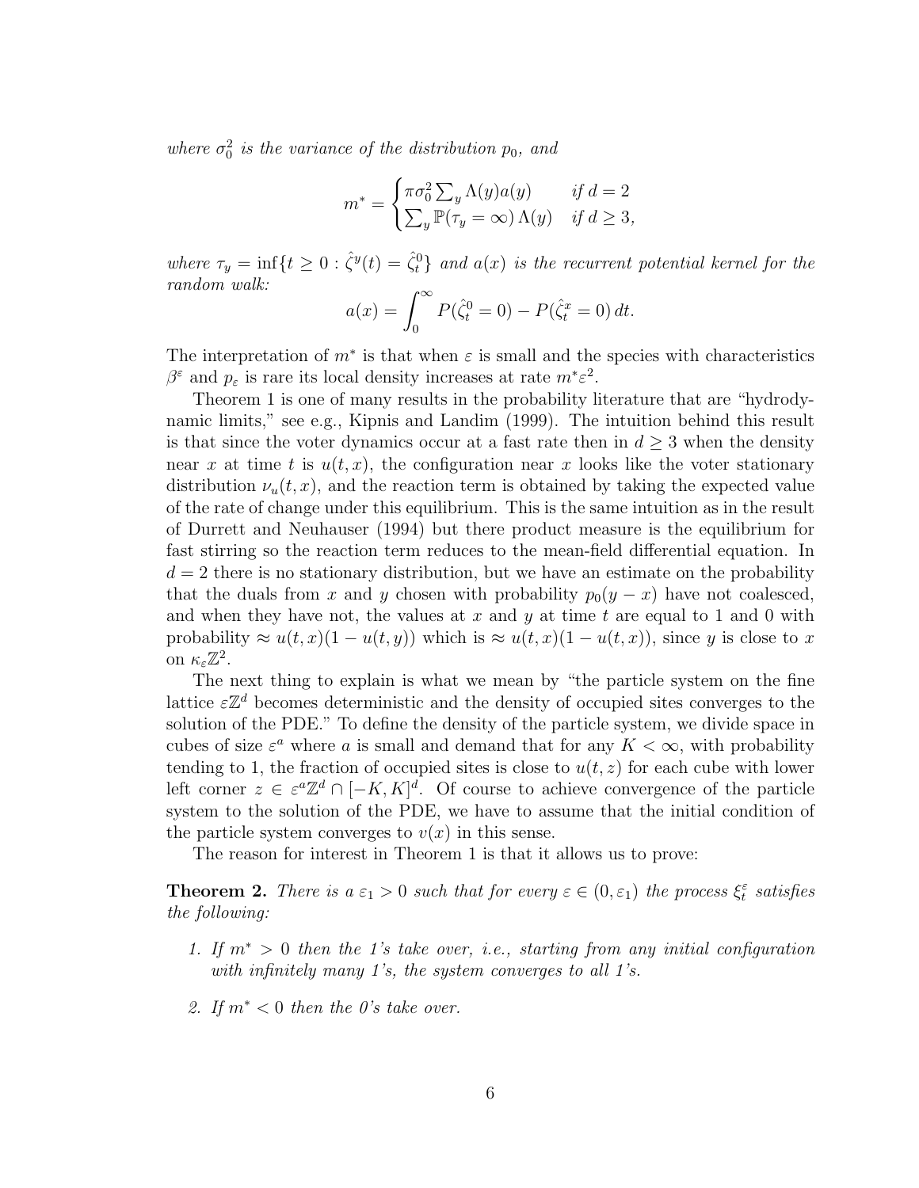*where $\sigma_0^2$ is the variance of the distribution $p_0$, and*

$$m^* = \begin{cases} \pi\sigma_0^2 \sum_y \Lambda(y)a(y) & \text{if } d = 2 \\ \sum_y \mathbb{P}(\tau_y = \infty)\,\Lambda(y) & \text{if } d \geq 3, \end{cases}$$

*where $\tau_y = \inf\{t \geq 0 : \hat{\zeta}^y(t) = \hat{\zeta}_t^0\}$ and $a(x)$ is the recurrent potential kernel for the random walk:*

$$a(x) = \int_0^\infty P(\hat{\zeta}_t^0 = 0) - P(\hat{\zeta}_t^x = 0)\,dt.$$

The interpretation of $m^*$ is that when $\varepsilon$ is small and the species with characteristics $\beta^\varepsilon$ and $p_\varepsilon$ is rare its local density increases at rate $m^*\varepsilon^2$.

Theorem 1 is one of many results in the probability literature that are "hydrodynamic limits," see e.g., Kipnis and Landim (1999). The intuition behind this result is that since the voter dynamics occur at a fast rate then in $d \geq 3$ when the density near $x$ at time $t$ is $u(t,x)$, the configuration near $x$ looks like the voter stationary distribution $\nu_u(t,x)$, and the reaction term is obtained by taking the expected value of the rate of change under this equilibrium. This is the same intuition as in the result of Durrett and Neuhauser (1994) but there product measure is the equilibrium for fast stirring so the reaction term reduces to the mean-field differential equation. In $d = 2$ there is no stationary distribution, but we have an estimate on the probability that the duals from $x$ and $y$ chosen with probability $p_0(y-x)$ have not coalesced, and when they have not, the values at $x$ and $y$ at time $t$ are equal to 1 and 0 with probability $\approx u(t,x)(1-u(t,y))$ which is $\approx u(t,x)(1-u(t,x))$, since $y$ is close to $x$ on $\kappa_\varepsilon\mathbb{Z}^2$.

The next thing to explain is what we mean by "the particle system on the fine lattice $\varepsilon\mathbb{Z}^d$ becomes deterministic and the density of occupied sites converges to the solution of the PDE." To define the density of the particle system, we divide space in cubes of size $\varepsilon^a$ where $a$ is small and demand that for any $K < \infty$, with probability tending to 1, the fraction of occupied sites is close to $u(t,z)$ for each cube with lower left corner $z \in \varepsilon^a\mathbb{Z}^d \cap [-K,K]^d$. Of course to achieve convergence of the particle system to the solution of the PDE, we have to assume that the initial condition of the particle system converges to $v(x)$ in this sense.

The reason for interest in Theorem 1 is that it allows us to prove:

**Theorem 2.** *There is a $\varepsilon_1 > 0$ such that for every $\varepsilon \in (0, \varepsilon_1)$ the process $\xi_t^\varepsilon$ satisfies the following:*

1. *If $m^* > 0$ then the 1's take over, i.e., starting from any initial configuration with infinitely many 1's, the system converges to all 1's.*

2. *If $m^* < 0$ then the 0's take over.*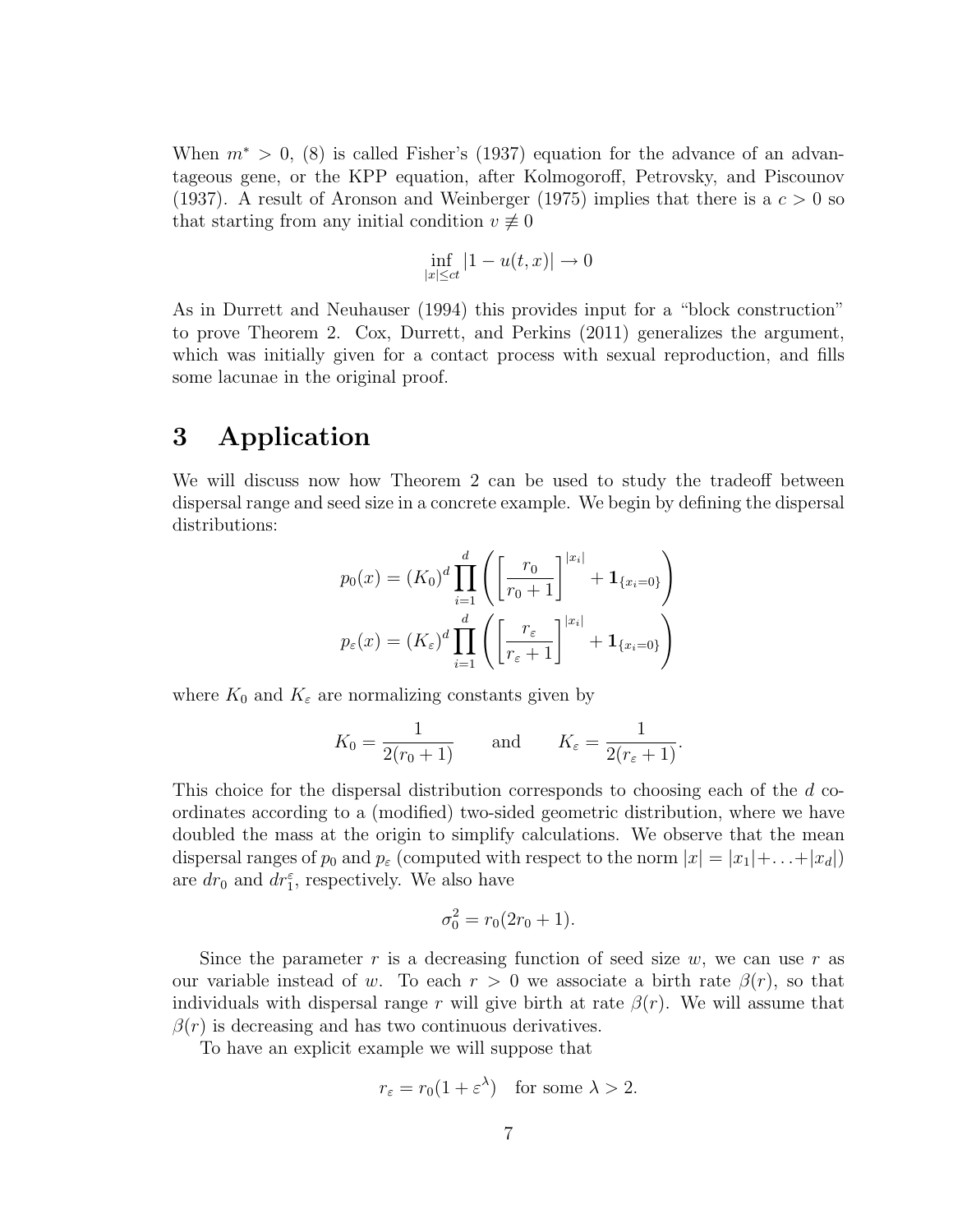When $m^* > 0$, (8) is called Fisher's (1937) equation for the advance of an advantageous gene, or the KPP equation, after Kolmogoroff, Petrovsky, and Piscounov (1937). A result of Aronson and Weinberger (1975) implies that there is a $c > 0$ so that starting from any initial condition $v \not\equiv 0$

$$\inf_{|x| \le ct} |1 - u(t,x)| \to 0$$

As in Durrett and Neuhauser (1994) this provides input for a "block construction" to prove Theorem 2. Cox, Durrett, and Perkins (2011) generalizes the argument, which was initially given for a contact process with sexual reproduction, and fills some lacunae in the original proof.

# 3 Application

We will discuss now how Theorem 2 can be used to study the tradeoff between dispersal range and seed size in a concrete example. We begin by defining the dispersal distributions:

$$p_0(x) = (K_0)^d \prod_{i=1}^{d} \left( \left[ \frac{r_0}{r_0 + 1} \right]^{|x_i|} + \mathbf{1}_{\{x_i = 0\}} \right)$$

$$p_\varepsilon(x) = (K_\varepsilon)^d \prod_{i=1}^{d} \left( \left[ \frac{r_\varepsilon}{r_\varepsilon + 1} \right]^{|x_i|} + \mathbf{1}_{\{x_i = 0\}} \right)$$

where $K_0$ and $K_\varepsilon$ are normalizing constants given by

$$K_0 = \frac{1}{2(r_0 + 1)} \qquad \text{and} \qquad K_\varepsilon = \frac{1}{2(r_\varepsilon + 1)}.$$

This choice for the dispersal distribution corresponds to choosing each of the $d$ coordinates according to a (modified) two-sided geometric distribution, where we have doubled the mass at the origin to simplify calculations. We observe that the mean dispersal ranges of $p_0$ and $p_\varepsilon$ (computed with respect to the norm $|x| = |x_1| + \ldots + |x_d|$) are $dr_0$ and $dr_1^\varepsilon$, respectively. We also have

$$\sigma_0^2 = r_0(2r_0 + 1).$$

Since the parameter $r$ is a decreasing function of seed size $w$, we can use $r$ as our variable instead of $w$. To each $r > 0$ we associate a birth rate $\beta(r)$, so that individuals with dispersal range $r$ will give birth at rate $\beta(r)$. We will assume that $\beta(r)$ is decreasing and has two continuous derivatives.

To have an explicit example we will suppose that

$$r_\varepsilon = r_0(1 + \varepsilon^\lambda) \quad \text{for some } \lambda > 2.$$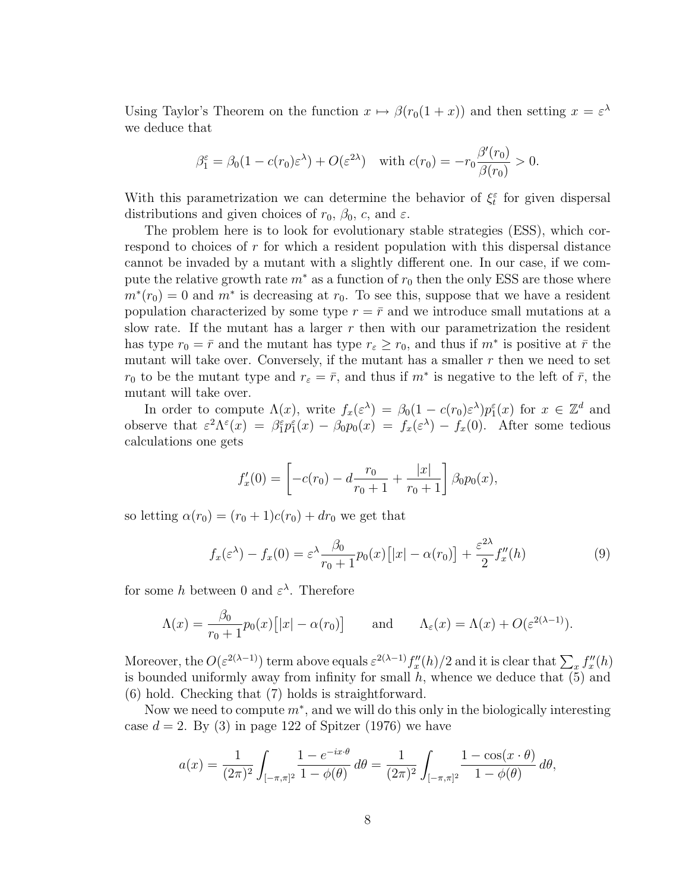Using Taylor's Theorem on the function $x \mapsto \beta(r_0(1+x))$ and then setting $x = \varepsilon^\lambda$ we deduce that

$$\beta_1^\varepsilon = \beta_0(1 - c(r_0)\varepsilon^\lambda) + O(\varepsilon^{2\lambda}) \quad \text{with } c(r_0) = -r_0 \frac{\beta'(r_0)}{\beta(r_0)} > 0.$$

With this parametrization we can determine the behavior of $\xi_t^\varepsilon$ for given dispersal distributions and given choices of $r_0$, $\beta_0$, $c$, and $\varepsilon$.

The problem here is to look for evolutionary stable strategies (ESS), which correspond to choices of $r$ for which a resident population with this dispersal distance cannot be invaded by a mutant with a slightly different one. In our case, if we compute the relative growth rate $m^*$ as a function of $r_0$ then the only ESS are those where $m^*(r_0) = 0$ and $m^*$ is decreasing at $r_0$. To see this, suppose that we have a resident population characterized by some type $r = \bar{r}$ and we introduce small mutations at a slow rate. If the mutant has a larger $r$ then with our parametrization the resident has type $r_0 = \bar{r}$ and the mutant has type $r_\varepsilon \geq r_0$, and thus if $m^*$ is positive at $\bar{r}$ the mutant will take over. Conversely, if the mutant has a smaller $r$ then we need to set $r_0$ to be the mutant type and $r_\varepsilon = \bar{r}$, and thus if $m^*$ is negative to the left of $\bar{r}$, the mutant will take over.

In order to compute $\Lambda(x)$, write $f_x(\varepsilon^\lambda) = \beta_0(1 - c(r_0)\varepsilon^\lambda)p_1^\varepsilon(x)$ for $x \in \mathbb{Z}^d$ and observe that $\varepsilon^2 \Lambda^\varepsilon(x) = \beta_1^\varepsilon p_1^\varepsilon(x) - \beta_0 p_0(x) = f_x(\varepsilon^\lambda) - f_x(0)$. After some tedious calculations one gets

$$f_x'(0) = \left[ -c(r_0) - d\frac{r_0}{r_0+1} + \frac{|x|}{r_0+1} \right] \beta_0 p_0(x),$$

so letting $\alpha(r_0) = (r_0+1)c(r_0) + dr_0$ we get that

$$f_x(\varepsilon^\lambda) - f_x(0) = \varepsilon^\lambda \frac{\beta_0}{r_0+1} p_0(x) \big[ |x| - \alpha(r_0) \big] + \frac{\varepsilon^{2\lambda}}{2} f_x''(h) \tag{9}$$

for some $h$ between $0$ and $\varepsilon^\lambda$. Therefore

$$\Lambda(x) = \frac{\beta_0}{r_0+1} p_0(x) \big[ |x| - \alpha(r_0) \big] \qquad \text{and} \qquad \Lambda_\varepsilon(x) = \Lambda(x) + O(\varepsilon^{2(\lambda-1)}).$$

Moreover, the $O(\varepsilon^{2(\lambda-1)})$ term above equals $\varepsilon^{2(\lambda-1)} f_x''(h)/2$ and it is clear that $\sum_x f_x''(h)$ is bounded uniformly away from infinity for small $h$, whence we deduce that (5) and (6) hold. Checking that (7) holds is straightforward.

Now we need to compute $m^*$, and we will do this only in the biologically interesting case $d = 2$. By (3) in page 122 of Spitzer (1976) we have

$$a(x) = \frac{1}{(2\pi)^2} \int_{[-\pi,\pi]^2} \frac{1 - e^{-ix\cdot\theta}}{1 - \phi(\theta)} \, d\theta = \frac{1}{(2\pi)^2} \int_{[-\pi,\pi]^2} \frac{1 - \cos(x\cdot\theta)}{1 - \phi(\theta)} \, d\theta,$$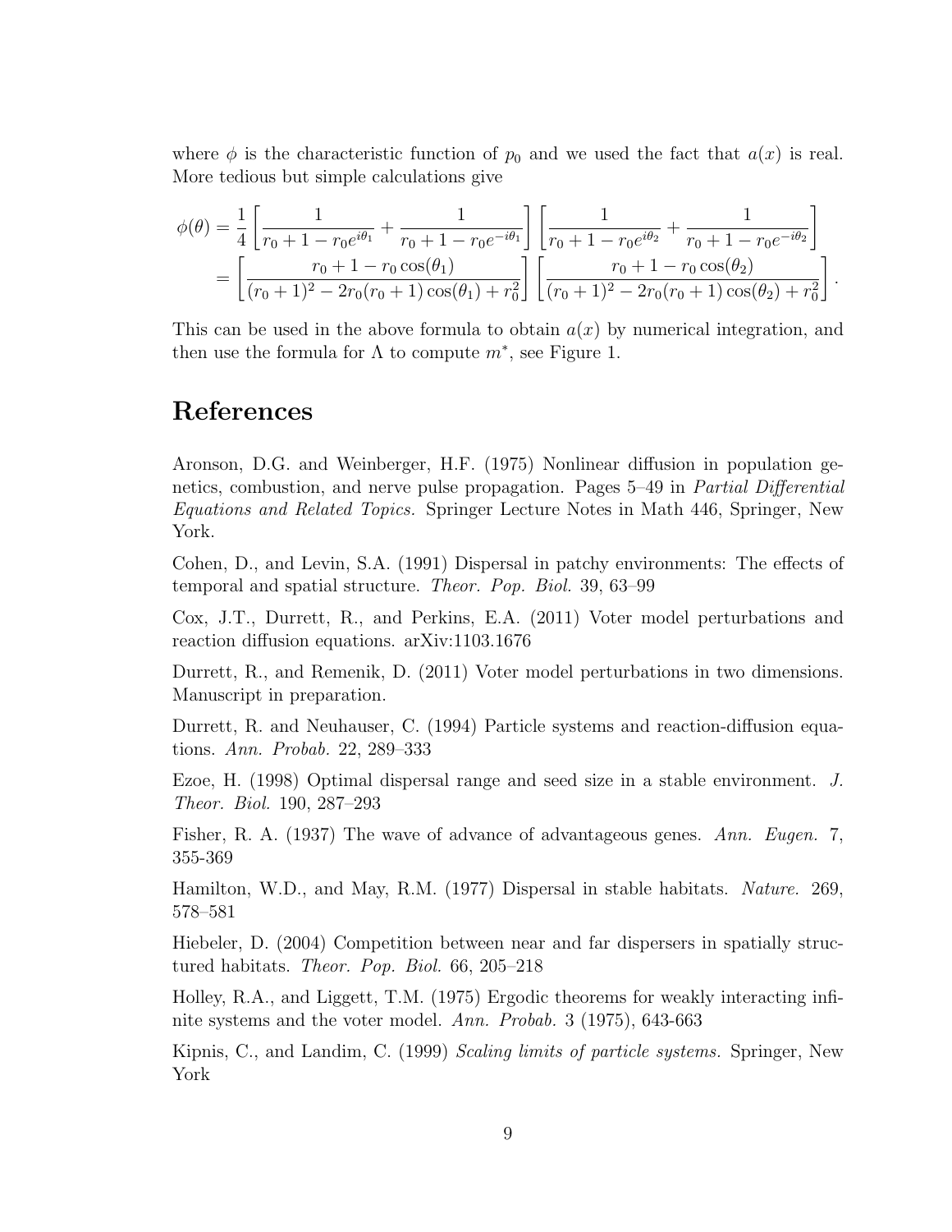where $\phi$ is the characteristic function of $p_0$ and we used the fact that $a(x)$ is real. More tedious but simple calculations give

$$
\begin{aligned}
\phi(\theta) &= \frac{1}{4}\left[\frac{1}{r_0+1-r_0e^{i\theta_1}} + \frac{1}{r_0+1-r_0e^{-i\theta_1}}\right]\left[\frac{1}{r_0+1-r_0e^{i\theta_2}} + \frac{1}{r_0+1-r_0e^{-i\theta_2}}\right] \\
&= \left[\frac{r_0+1-r_0\cos(\theta_1)}{(r_0+1)^2-2r_0(r_0+1)\cos(\theta_1)+r_0^2}\right]\left[\frac{r_0+1-r_0\cos(\theta_2)}{(r_0+1)^2-2r_0(r_0+1)\cos(\theta_2)+r_0^2}\right].
\end{aligned}
$$

This can be used in the above formula to obtain $a(x)$ by numerical integration, and then use the formula for $\Lambda$ to compute $m^*$, see Figure 1.

# References

Aronson, D.G. and Weinberger, H.F. (1975) Nonlinear diffusion in population genetics, combustion, and nerve pulse propagation. Pages 5–49 in *Partial Differential Equations and Related Topics.* Springer Lecture Notes in Math 446, Springer, New York.

Cohen, D., and Levin, S.A. (1991) Dispersal in patchy environments: The effects of temporal and spatial structure. *Theor. Pop. Biol.* 39, 63–99

Cox, J.T., Durrett, R., and Perkins, E.A. (2011) Voter model perturbations and reaction diffusion equations. arXiv:1103.1676

Durrett, R., and Remenik, D. (2011) Voter model perturbations in two dimensions. Manuscript in preparation.

Durrett, R. and Neuhauser, C. (1994) Particle systems and reaction-diffusion equations. *Ann. Probab.* 22, 289–333

Ezoe, H. (1998) Optimal dispersal range and seed size in a stable environment. *J. Theor. Biol.* 190, 287–293

Fisher, R. A. (1937) The wave of advance of advantageous genes. *Ann. Eugen.* 7, 355-369

Hamilton, W.D., and May, R.M. (1977) Dispersal in stable habitats. *Nature.* 269, 578–581

Hiebeler, D. (2004) Competition between near and far dispersers in spatially structured habitats. *Theor. Pop. Biol.* 66, 205–218

Holley, R.A., and Liggett, T.M. (1975) Ergodic theorems for weakly interacting infinite systems and the voter model. *Ann. Probab.* 3 (1975), 643-663

Kipnis, C., and Landim, C. (1999) *Scaling limits of particle systems.* Springer, New York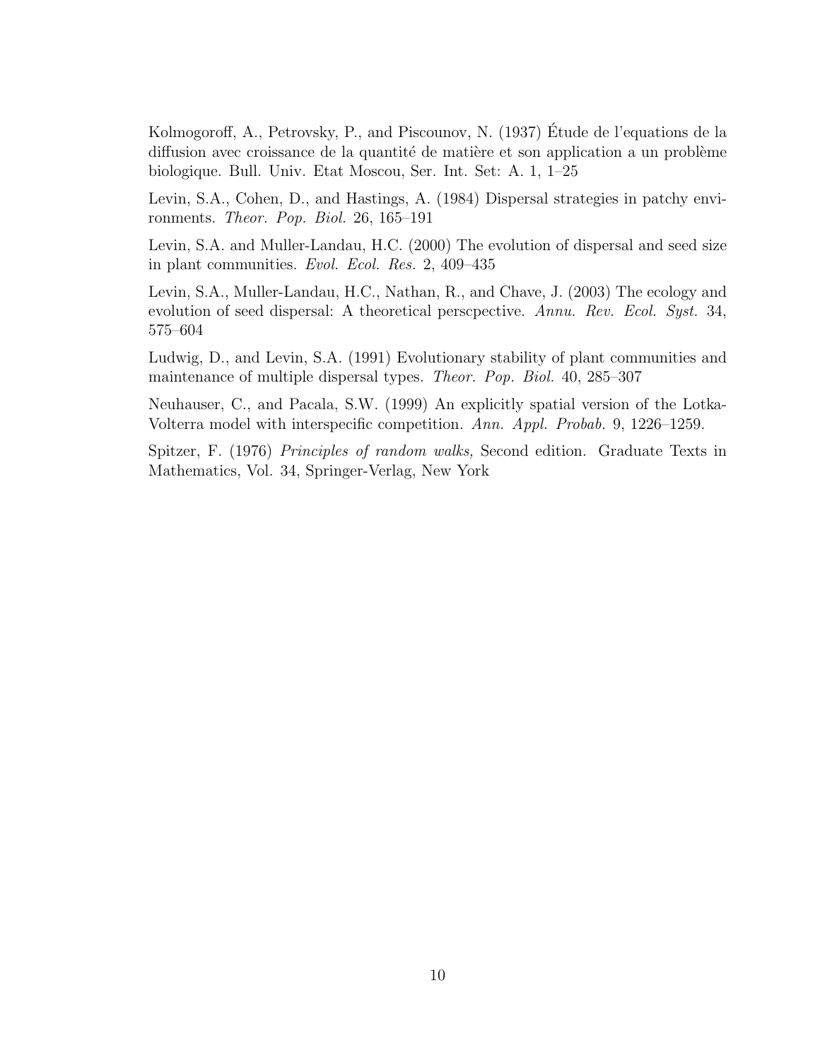Kolmogoroff, A., Petrovsky, P., and Piscounov, N. (1937) Étude de l'equations de la diffusion avec croissance de la quantité de matière et son application a un problème biologique. Bull. Univ. Etat Moscou, Ser. Int. Set: A. 1, 1–25

Levin, S.A., Cohen, D., and Hastings, A. (1984) Dispersal strategies in patchy environments. *Theor. Pop. Biol.* 26, 165–191

Levin, S.A. and Muller-Landau, H.C. (2000) The evolution of dispersal and seed size in plant communities. *Evol. Ecol. Res.* 2, 409–435

Levin, S.A., Muller-Landau, H.C., Nathan, R., and Chave, J. (2003) The ecology and evolution of seed dispersal: A theoretical perscpective. *Annu. Rev. Ecol. Syst.* 34, 575–604

Ludwig, D., and Levin, S.A. (1991) Evolutionary stability of plant communities and maintenance of multiple dispersal types. *Theor. Pop. Biol.* 40, 285–307

Neuhauser, C., and Pacala, S.W. (1999) An explicitly spatial version of the Lotka-Volterra model with interspecific competition. *Ann. Appl. Probab.* 9, 1226–1259.

Spitzer, F. (1976) *Principles of random walks,* Second edition. Graduate Texts in Mathematics, Vol. 34, Springer-Verlag, New York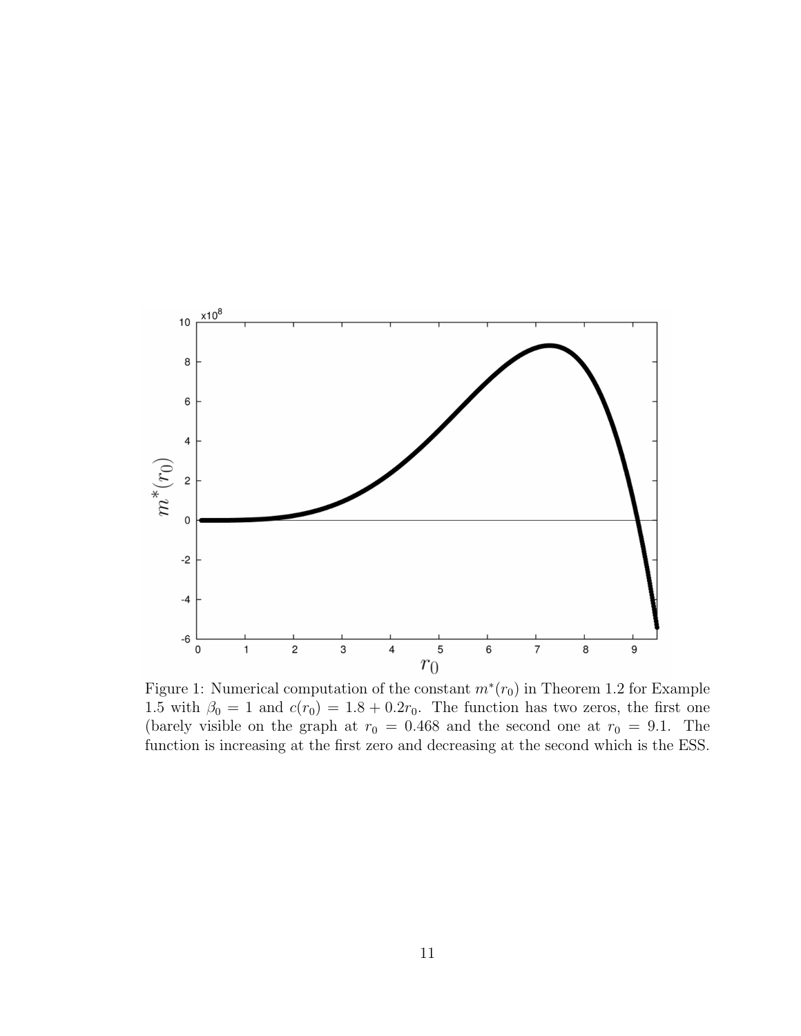x10^8

10

8

6

4

2

0

-2

-4

-6

0 1 2 3 4 5 6 7 8 9

$m^*(r_0)$

$r_0$

Figure 1: Numerical computation of the constant $m^*(r_0)$ in Theorem 1.2 for Example 1.5 with $\beta_0 = 1$ and $c(r_0) = 1.8 + 0.2r_0$. The function has two zeros, the first one (barely visible on the graph at $r_0 = 0.468$ and the second one at $r_0 = 9.1$. The function is increasing at the first zero and decreasing at the second which is the ESS.